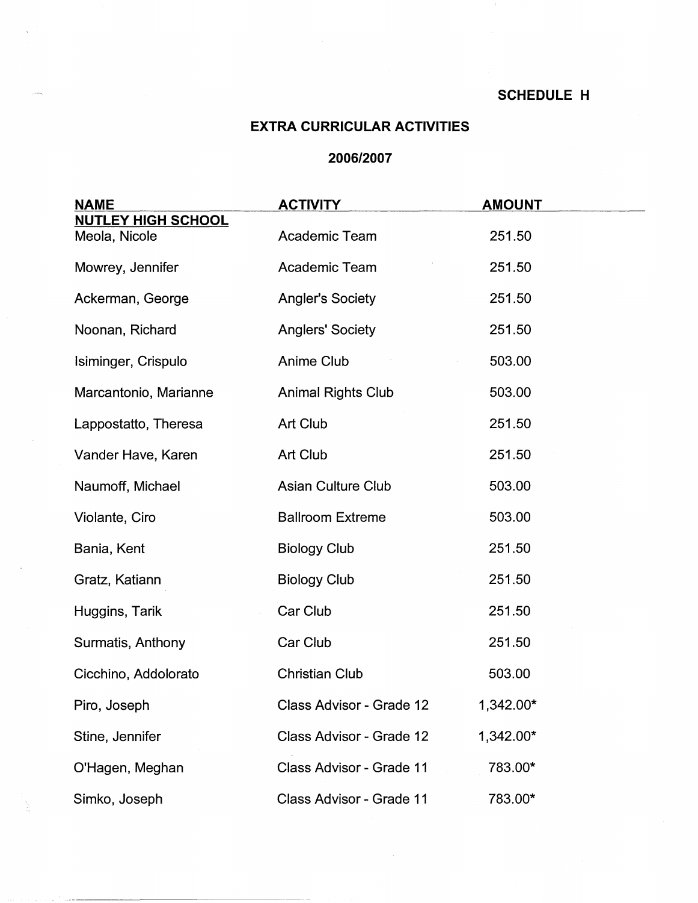SCHEDULE H

## EXTRA CURRICULAR ACTIVITIES

### 2006/2007

| NAME | ACTIVITY | AMOUNT |
|---|---|---|
| **NUTLEY HIGH SCHOOL** | | |
| Meola, Nicole | Academic Team | 251.50 |
| Mowrey, Jennifer | Academic Team | 251.50 |
| Ackerman, George | Angler's Society | 251.50 |
| Noonan, Richard | Anglers' Society | 251.50 |
| Isiminger, Crispulo | Anime Club | 503.00 |
| Marcantonio, Marianne | Animal Rights Club | 503.00 |
| Lappostatto, Theresa | Art Club | 251.50 |
| Vander Have, Karen | Art Club | 251.50 |
| Naumoff, Michael | Asian Culture Club | 503.00 |
| Violante, Ciro | Ballroom Extreme | 503.00 |
| Bania, Kent | Biology Club | 251.50 |
| Gratz, Katiann | Biology Club | 251.50 |
| Huggins, Tarik | Car Club | 251.50 |
| Surmatis, Anthony | Car Club | 251.50 |
| Cicchino, Addolorato | Christian Club | 503.00 |
| Piro, Joseph | Class Advisor - Grade 12 | 1,342.00* |
| Stine, Jennifer | Class Advisor - Grade 12 | 1,342.00* |
| O'Hagen, Meghan | Class Advisor - Grade 11 | 783.00* |
| Simko, Joseph | Class Advisor - Grade 11 | 783.00* |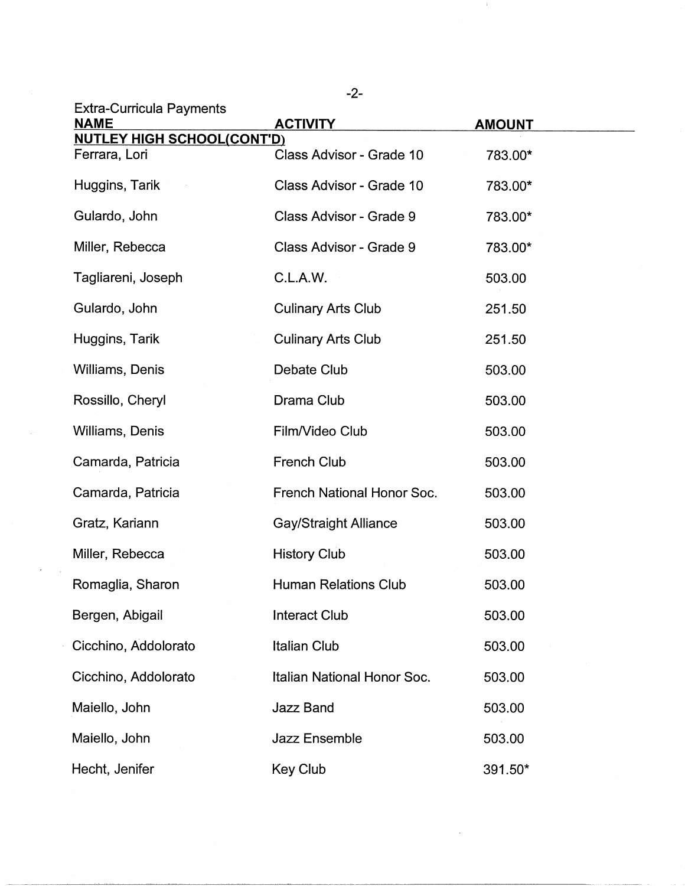Extra-Curricula Payments

| NAME | ACTIVITY | AMOUNT |
| --- | --- | --- |
| **NUTLEY HIGH SCHOOL(CONT'D)** | | |
| Ferrara, Lori | Class Advisor - Grade 10 | 783.00* |
| Huggins, Tarik | Class Advisor - Grade 10 | 783.00* |
| Gulardo, John | Class Advisor - Grade 9 | 783.00* |
| Miller, Rebecca | Class Advisor - Grade 9 | 783.00* |
| Tagliareni, Joseph | C.L.A.W. | 503.00 |
| Gulardo, John | Culinary Arts Club | 251.50 |
| Huggins, Tarik | Culinary Arts Club | 251.50 |
| Williams, Denis | Debate Club | 503.00 |
| Rossillo, Cheryl | Drama Club | 503.00 |
| Williams, Denis | Film/Video Club | 503.00 |
| Camarda, Patricia | French Club | 503.00 |
| Camarda, Patricia | French National Honor Soc. | 503.00 |
| Gratz, Kariann | Gay/Straight Alliance | 503.00 |
| Miller, Rebecca | History Club | 503.00 |
| Romaglia, Sharon | Human Relations Club | 503.00 |
| Bergen, Abigail | Interact Club | 503.00 |
| Cicchino, Addolorato | Italian Club | 503.00 |
| Cicchino, Addolorato | Italian National Honor Soc. | 503.00 |
| Maiello, John | Jazz Band | 503.00 |
| Maiello, John | Jazz Ensemble | 503.00 |
| Hecht, Jenifer | Key Club | 391.50* |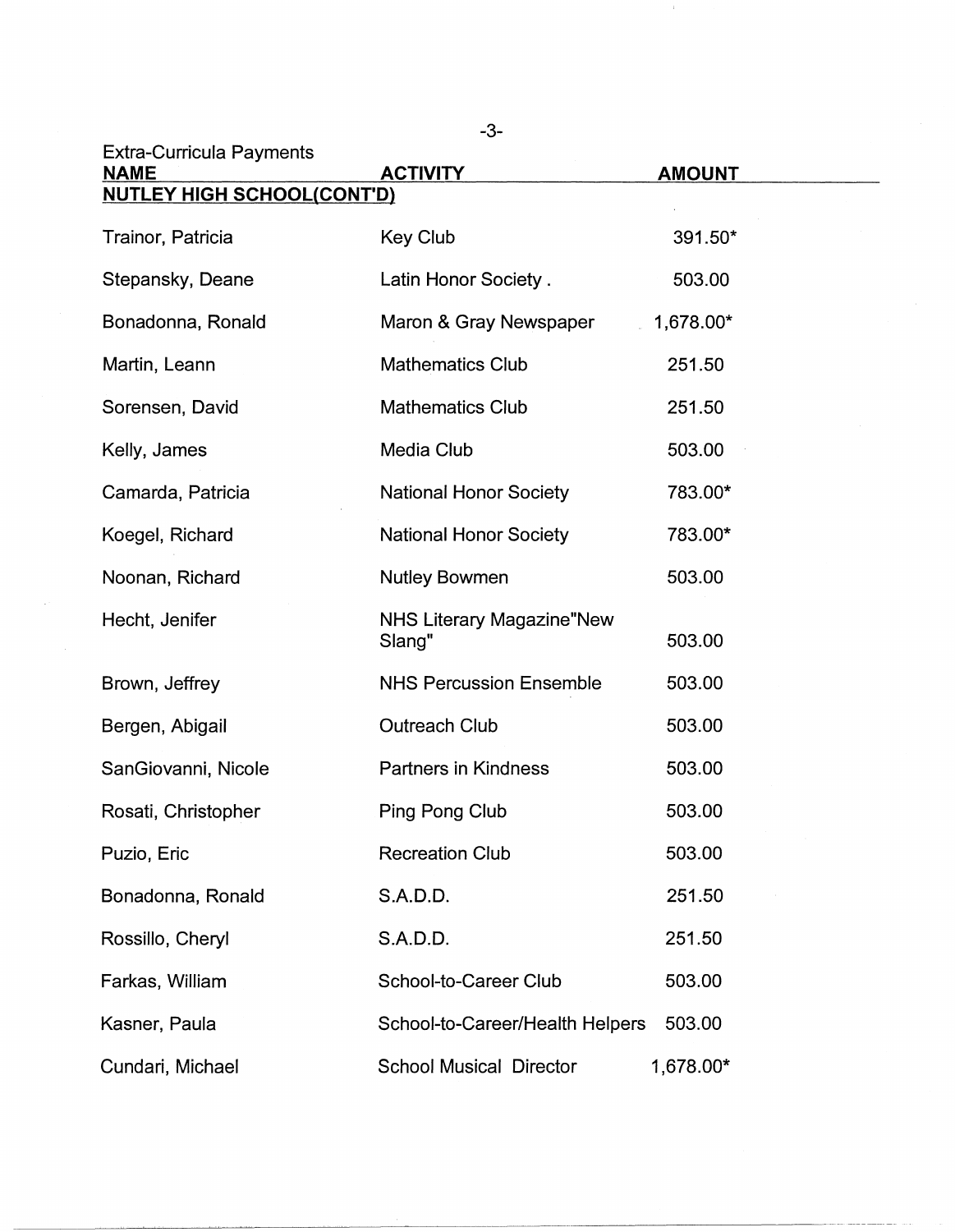Extra-Curricula Payments

| NAME | ACTIVITY | AMOUNT |
|---|---|---|
| **NUTLEY HIGH SCHOOL(CONT'D)** | | |
| Trainor, Patricia | Key Club | 391.50* |
| Stepansky, Deane | Latin Honor Society . | 503.00 |
| Bonadonna, Ronald | Maron & Gray Newspaper | 1,678.00* |
| Martin, Leann | Mathematics Club | 251.50 |
| Sorensen, David | Mathematics Club | 251.50 |
| Kelly, James | Media Club | 503.00 |
| Camarda, Patricia | National Honor Society | 783.00* |
| Koegel, Richard | National Honor Society | 783.00* |
| Noonan, Richard | Nutley Bowmen | 503.00 |
| Hecht, Jenifer | NHS Literary Magazine"New Slang" | 503.00 |
| Brown, Jeffrey | NHS Percussion Ensemble | 503.00 |
| Bergen, Abigail | Outreach Club | 503.00 |
| SanGiovanni, Nicole | Partners in Kindness | 503.00 |
| Rosati, Christopher | Ping Pong Club | 503.00 |
| Puzio, Eric | Recreation Club | 503.00 |
| Bonadonna, Ronald | S.A.D.D. | 251.50 |
| Rossillo, Cheryl | S.A.D.D. | 251.50 |
| Farkas, William | School-to-Career Club | 503.00 |
| Kasner, Paula | School-to-Career/Health Helpers | 503.00 |
| Cundari, Michael | School Musical Director | 1,678.00* |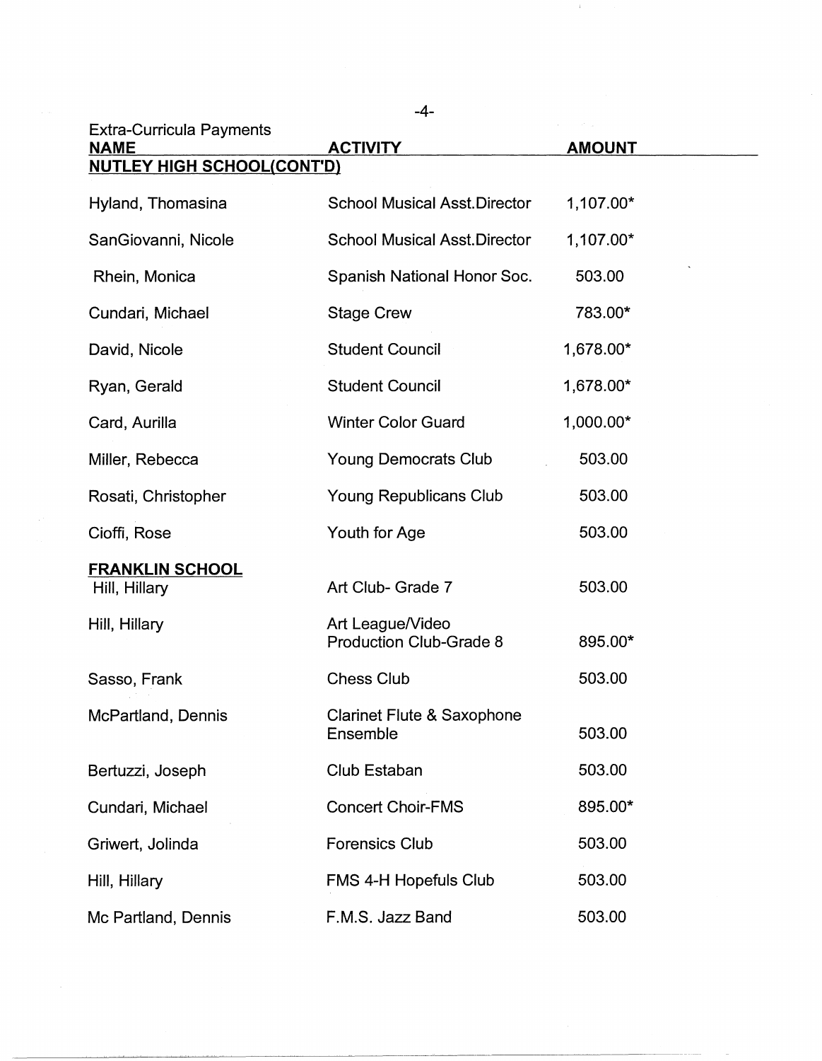Extra-Curricula Payments

| **NAME** | **ACTIVITY** | **AMOUNT** |
|---|---|---|
| **NUTLEY HIGH SCHOOL(CONT'D)** | | |
| Hyland, Thomasina | School Musical Asst.Director | 1,107.00* |
| SanGiovanni, Nicole | School Musical Asst.Director | 1,107.00* |
| Rhein, Monica | Spanish National Honor Soc. | 503.00 |
| Cundari, Michael | Stage Crew | 783.00* |
| David, Nicole | Student Council | 1,678.00* |
| Ryan, Gerald | Student Council | 1,678.00* |
| Card, Aurilla | Winter Color Guard | 1,000.00* |
| Miller, Rebecca | Young Democrats Club | 503.00 |
| Rosati, Christopher | Young Republicans Club | 503.00 |
| Cioffi, Rose | Youth for Age | 503.00 |
| **FRANKLIN SCHOOL** | | |
| Hill, Hillary | Art Club- Grade 7 | 503.00 |
| Hill, Hillary | Art League/Video Production Club-Grade 8 | 895.00* |
| Sasso, Frank | Chess Club | 503.00 |
| McPartland, Dennis | Clarinet Flute & Saxophone Ensemble | 503.00 |
| Bertuzzi, Joseph | Club Estaban | 503.00 |
| Cundari, Michael | Concert Choir-FMS | 895.00* |
| Griwert, Jolinda | Forensics Club | 503.00 |
| Hill, Hillary | FMS 4-H Hopefuls Club | 503.00 |
| Mc Partland, Dennis | F.M.S. Jazz Band | 503.00 |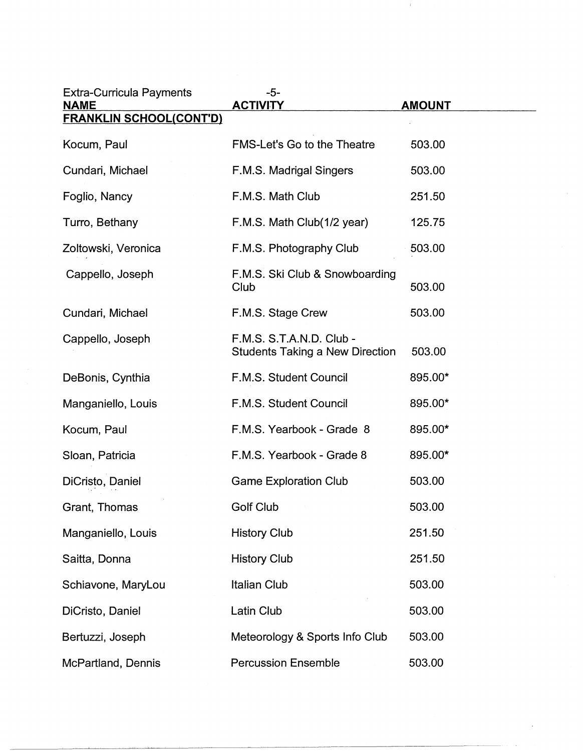Extra-Curricula Payments

| NAME | ACTIVITY | AMOUNT |
|---|---|---|
| **FRANKLIN SCHOOL(CONT'D)** | | |
| Kocum, Paul | FMS-Let's Go to the Theatre | 503.00 |
| Cundari, Michael | F.M.S. Madrigal Singers | 503.00 |
| Foglio, Nancy | F.M.S. Math Club | 251.50 |
| Turro, Bethany | F.M.S. Math Club(1/2 year) | 125.75 |
| Zoltowski, Veronica | F.M.S. Photography Club | 503.00 |
| Cappello, Joseph | F.M.S. Ski Club & Snowboarding Club | 503.00 |
| Cundari, Michael | F.M.S. Stage Crew | 503.00 |
| Cappello, Joseph | F.M.S. S.T.A.N.D. Club - Students Taking a New Direction | 503.00 |
| DeBonis, Cynthia | F.M.S. Student Council | 895.00* |
| Manganiello, Louis | F.M.S. Student Council | 895.00* |
| Kocum, Paul | F.M.S. Yearbook - Grade 8 | 895.00* |
| Sloan, Patricia | F.M.S. Yearbook - Grade 8 | 895.00* |
| DiCristo, Daniel | Game Exploration Club | 503.00 |
| Grant, Thomas | Golf Club | 503.00 |
| Manganiello, Louis | History Club | 251.50 |
| Saitta, Donna | History Club | 251.50 |
| Schiavone, MaryLou | Italian Club | 503.00 |
| DiCristo, Daniel | Latin Club | 503.00 |
| Bertuzzi, Joseph | Meteorology & Sports Info Club | 503.00 |
| McPartland, Dennis | Percussion Ensemble | 503.00 |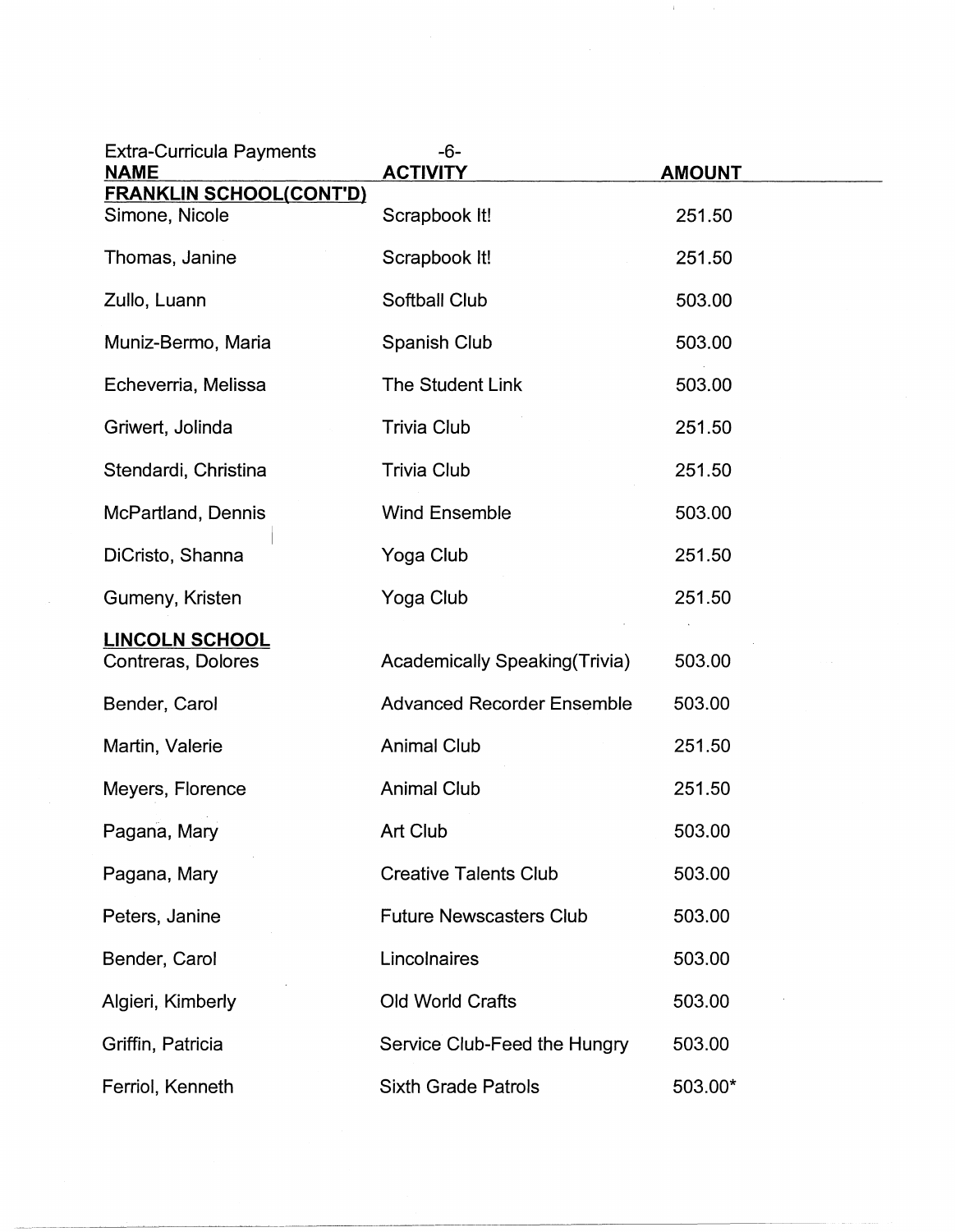Extra-Curricula Payments

| NAME | ACTIVITY | AMOUNT |
| --- | --- | --- |
| **FRANKLIN SCHOOL(CONT'D)** | | |
| Simone, Nicole | Scrapbook It! | 251.50 |
| Thomas, Janine | Scrapbook It! | 251.50 |
| Zullo, Luann | Softball Club | 503.00 |
| Muniz-Bermo, Maria | Spanish Club | 503.00 |
| Echeverria, Melissa | The Student Link | 503.00 |
| Griwert, Jolinda | Trivia Club | 251.50 |
| Stendardi, Christina | Trivia Club | 251.50 |
| McPartland, Dennis | Wind Ensemble | 503.00 |
| DiCristo, Shanna | Yoga Club | 251.50 |
| Gumeny, Kristen | Yoga Club | 251.50 |
| **LINCOLN SCHOOL** | | |
| Contreras, Dolores | Academically Speaking(Trivia) | 503.00 |
| Bender, Carol | Advanced Recorder Ensemble | 503.00 |
| Martin, Valerie | Animal Club | 251.50 |
| Meyers, Florence | Animal Club | 251.50 |
| Pagana, Mary | Art Club | 503.00 |
| Pagana, Mary | Creative Talents Club | 503.00 |
| Peters, Janine | Future Newscasters Club | 503.00 |
| Bender, Carol | Lincolnaires | 503.00 |
| Algieri, Kimberly | Old World Crafts | 503.00 |
| Griffin, Patricia | Service Club-Feed the Hungry | 503.00 |
| Ferriol, Kenneth | Sixth Grade Patrols | 503.00* |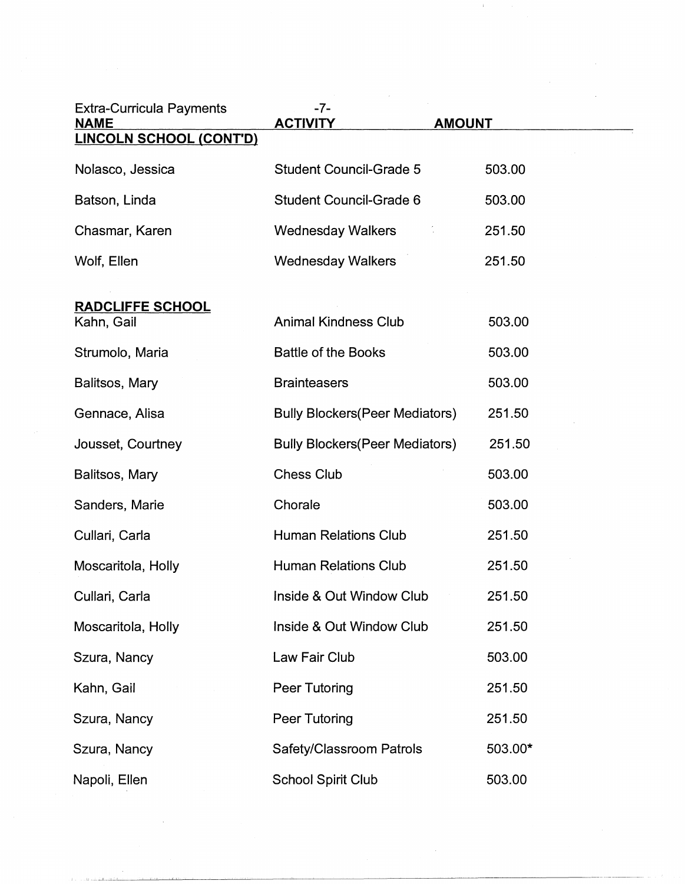Extra-Curricula Payments

| NAME | ACTIVITY | AMOUNT |
|---|---|---|
| **LINCOLN SCHOOL (CONT'D)** | | |
| Nolasco, Jessica | Student Council-Grade 5 | 503.00 |
| Batson, Linda | Student Council-Grade 6 | 503.00 |
| Chasmar, Karen | Wednesday Walkers | 251.50 |
| Wolf, Ellen | Wednesday Walkers | 251.50 |
| **RADCLIFFE SCHOOL** | | |
| Kahn, Gail | Animal Kindness Club | 503.00 |
| Strumolo, Maria | Battle of the Books | 503.00 |
| Balitsos, Mary | Brainteasers | 503.00 |
| Gennace, Alisa | Bully Blockers(Peer Mediators) | 251.50 |
| Jousset, Courtney | Bully Blockers(Peer Mediators) | 251.50 |
| Balitsos, Mary | Chess Club | 503.00 |
| Sanders, Marie | Chorale | 503.00 |
| Cullari, Carla | Human Relations Club | 251.50 |
| Moscaritola, Holly | Human Relations Club | 251.50 |
| Cullari, Carla | Inside & Out Window Club | 251.50 |
| Moscaritola, Holly | Inside & Out Window Club | 251.50 |
| Szura, Nancy | Law Fair Club | 503.00 |
| Kahn, Gail | Peer Tutoring | 251.50 |
| Szura, Nancy | Peer Tutoring | 251.50 |
| Szura, Nancy | Safety/Classroom Patrols | 503.00* |
| Napoli, Ellen | School Spirit Club | 503.00 |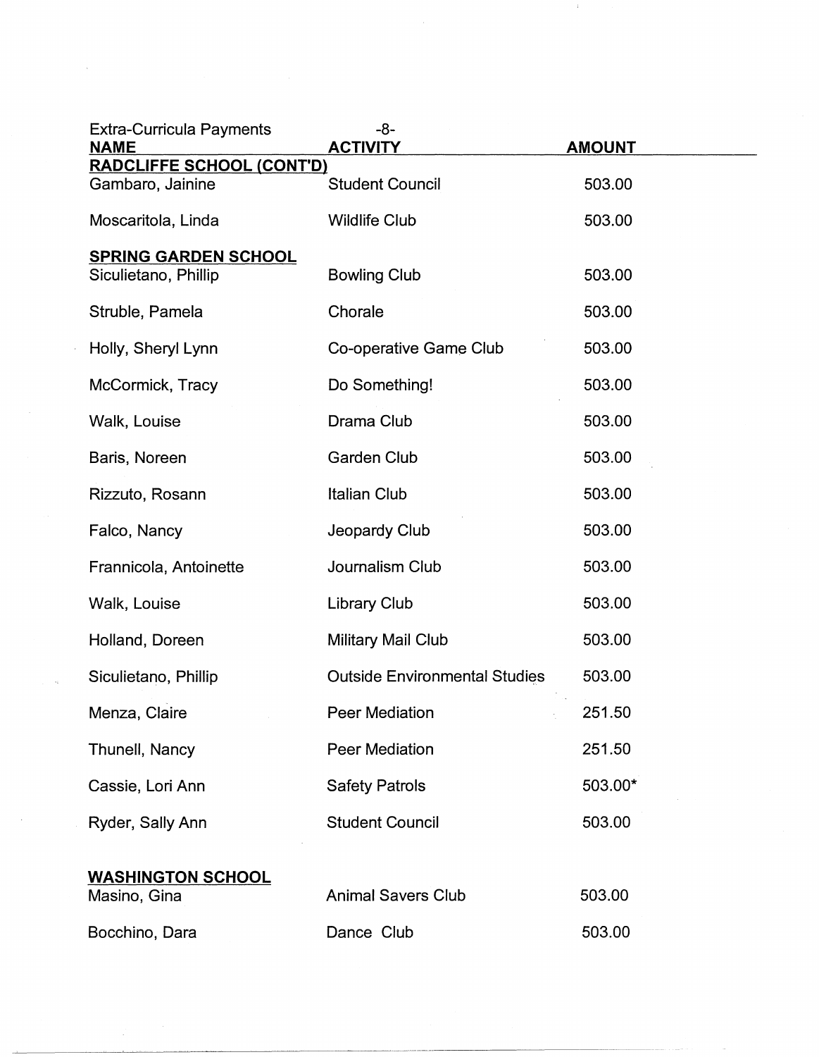Extra-Curricula Payments

| NAME | ACTIVITY | AMOUNT |
|---|---|---|
| **RADCLIFFE SCHOOL (CONT'D)** | | |
| Gambaro, Jainine | Student Council | 503.00 |
| Moscaritola, Linda | Wildlife Club | 503.00 |
| **SPRING GARDEN SCHOOL** | | |
| Siculietano, Phillip | Bowling Club | 503.00 |
| Struble, Pamela | Chorale | 503.00 |
| Holly, Sheryl Lynn | Co-operative Game Club | 503.00 |
| McCormick, Tracy | Do Something! | 503.00 |
| Walk, Louise | Drama Club | 503.00 |
| Baris, Noreen | Garden Club | 503.00 |
| Rizzuto, Rosann | Italian Club | 503.00 |
| Falco, Nancy | Jeopardy Club | 503.00 |
| Frannicola, Antoinette | Journalism Club | 503.00 |
| Walk, Louise | Library Club | 503.00 |
| Holland, Doreen | Military Mail Club | 503.00 |
| Siculietano, Phillip | Outside Environmental Studies | 503.00 |
| Menza, Claire | Peer Mediation | 251.50 |
| Thunell, Nancy | Peer Mediation | 251.50 |
| Cassie, Lori Ann | Safety Patrols | 503.00* |
| Ryder, Sally Ann | Student Council | 503.00 |
| **WASHINGTON SCHOOL** | | |
| Masino, Gina | Animal Savers Club | 503.00 |
| Bocchino, Dara | Dance Club | 503.00 |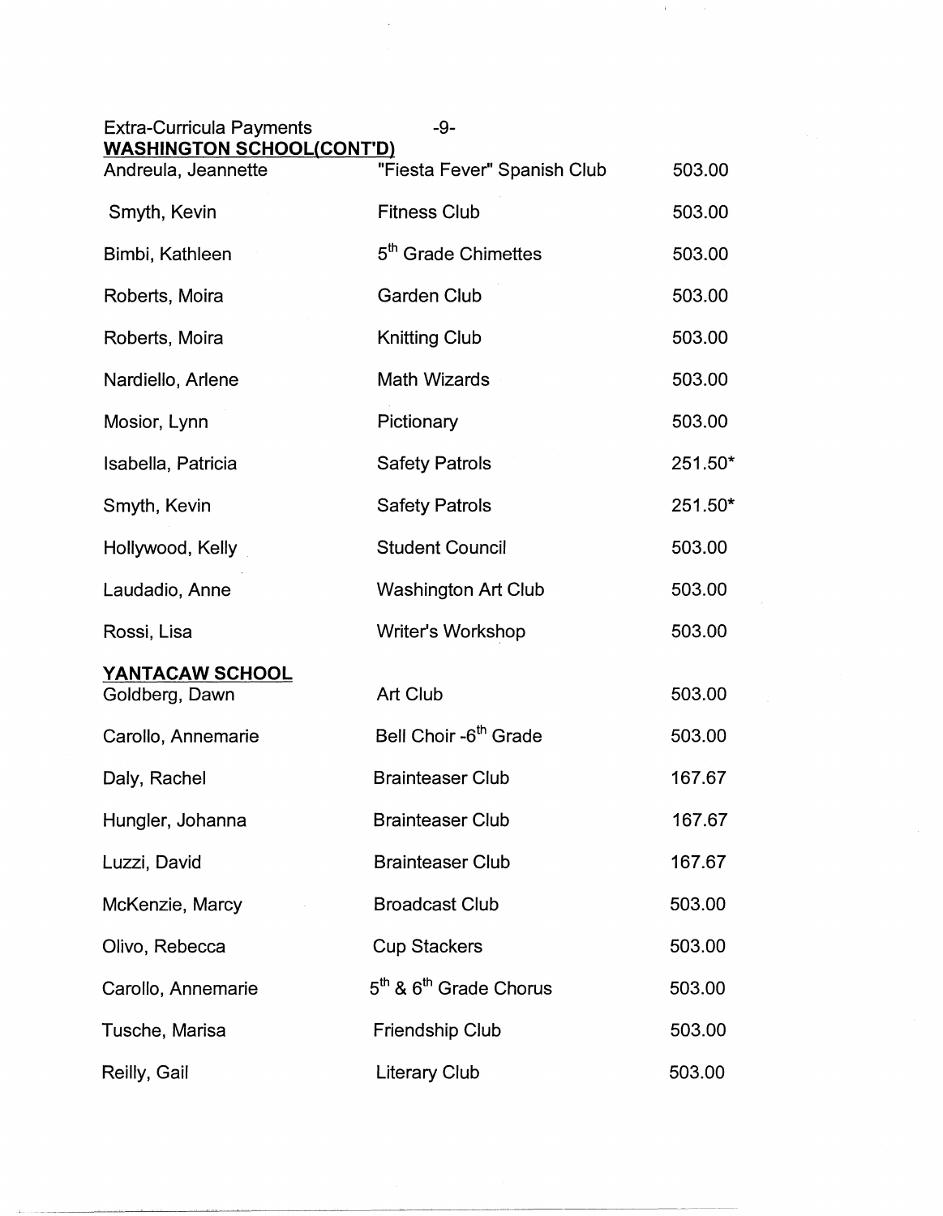Extra-Curricula Payments

**WASHINGTON SCHOOL(CONT'D)**

| | | |
|---|---|---|
| Andreula, Jeannette | "Fiesta Fever" Spanish Club | 503.00 |
| Smyth, Kevin | Fitness Club | 503.00 |
| Bimbi, Kathleen | 5th Grade Chimettes | 503.00 |
| Roberts, Moira | Garden Club | 503.00 |
| Roberts, Moira | Knitting Club | 503.00 |
| Nardiello, Arlene | Math Wizards | 503.00 |
| Mosior, Lynn | Pictionary | 503.00 |
| Isabella, Patricia | Safety Patrols | 251.50* |
| Smyth, Kevin | Safety Patrols | 251.50* |
| Hollywood, Kelly | Student Council | 503.00 |
| Laudadio, Anne | Washington Art Club | 503.00 |
| Rossi, Lisa | Writer's Workshop | 503.00 |

**YANTACAW SCHOOL**

| | | |
|---|---|---|
| Goldberg, Dawn | Art Club | 503.00 |
| Carollo, Annemarie | Bell Choir -6th Grade | 503.00 |
| Daly, Rachel | Brainteaser Club | 167.67 |
| Hungler, Johanna | Brainteaser Club | 167.67 |
| Luzzi, David | Brainteaser Club | 167.67 |
| McKenzie, Marcy | Broadcast Club | 503.00 |
| Olivo, Rebecca | Cup Stackers | 503.00 |
| Carollo, Annemarie | 5th & 6th Grade Chorus | 503.00 |
| Tusche, Marisa | Friendship Club | 503.00 |
| Reilly, Gail | Literary Club | 503.00 |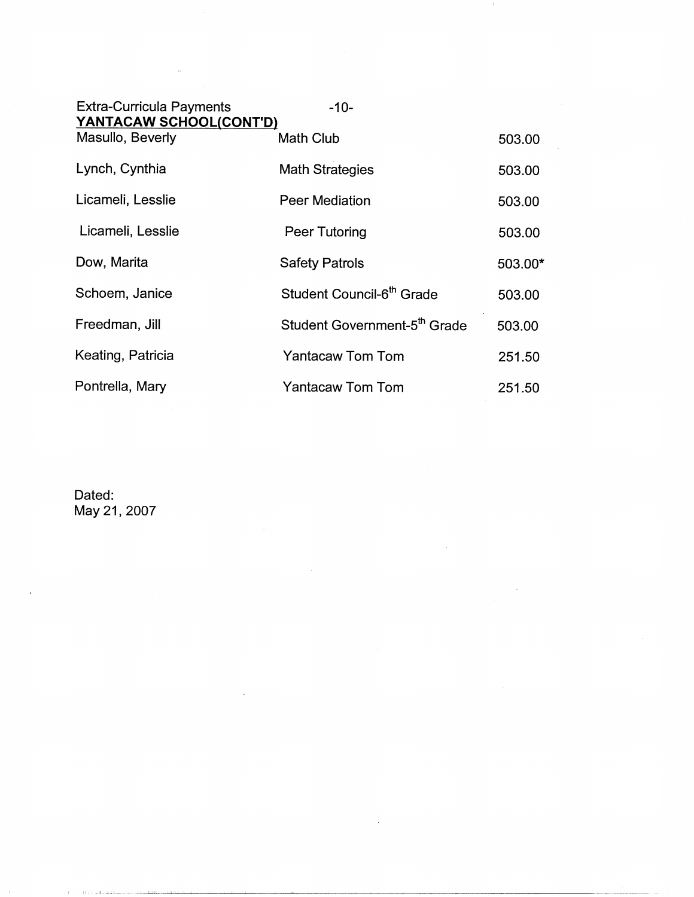Extra-Curricula Payments

**YANTACAW SCHOOL(CONT'D)**

| | | |
|---|---|---|
| Masullo, Beverly | Math Club | 503.00 |
| Lynch, Cynthia | Math Strategies | 503.00 |
| Licameli, Lesslie | Peer Mediation | 503.00 |
| Licameli, Lesslie | Peer Tutoring | 503.00 |
| Dow, Marita | Safety Patrols | 503.00* |
| Schoem, Janice | Student Council-6th Grade | 503.00 |
| Freedman, Jill | Student Government-5th Grade | 503.00 |
| Keating, Patricia | Yantacaw Tom Tom | 251.50 |
| Pontrella, Mary | Yantacaw Tom Tom | 251.50 |

Dated:
May 21, 2007